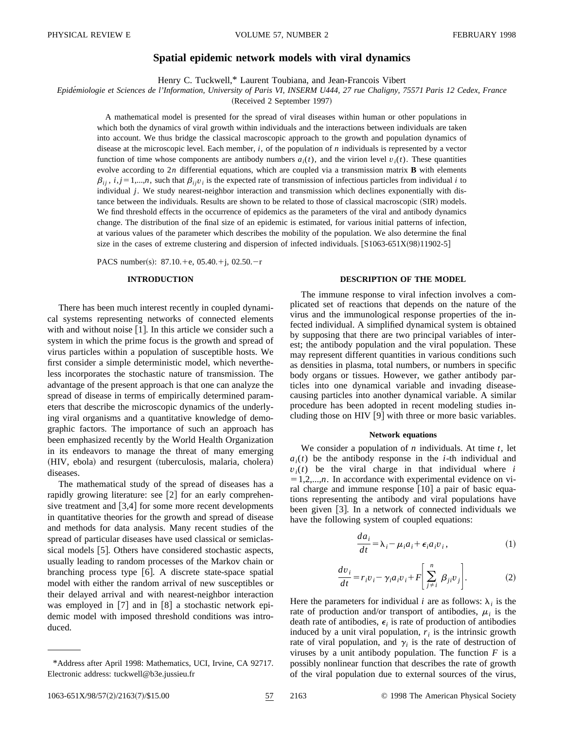# Spatial epidemic network models with viral dynamics

Henry C. Tuckwell,* Laurent Toubiana, and Jean-Francois Vibert

*Epidémiologie et Sciences de l'Information, University of Paris VI, INSERM U444, 27 rue Chaligny, 75571 Paris 12 Cedex, France*

(Received 2 September 1997)

A mathematical model is presented for the spread of viral diseases within human or other populations in which both the dynamics of viral growth within individuals and the interactions between individuals are taken into account. We thus bridge the classical macroscopic approach to the growth and population dynamics of disease at the microscopic level. Each member, $i$, of the population of $n$ individuals is represented by a vector function of time whose components are antibody numbers $a_i(t)$, and the virion level $v_i(t)$. These quantities evolve according to $2n$ differential equations, which are coupled via a transmission matrix **B** with elements $\beta_{ij}$, $i,j=1,...,n$, such that $\beta_{ij}v_i$ is the expected rate of transmission of infectious particles from individual $i$ to individual $j$. We study nearest-neighbor interaction and transmission which declines exponentially with distance between the individuals. Results are shown to be related to those of classical macroscopic (SIR) models. We find threshold effects in the occurrence of epidemics as the parameters of the viral and antibody dynamics change. The distribution of the final size of an epidemic is estimated, for various initial patterns of infection, at various values of the parameter which describes the mobility of the population. We also determine the final size in the cases of extreme clustering and dispersion of infected individuals. [S1063-651X(98)11902-5]

PACS number(s): 87.10.+e, 05.40.+j, 02.50.−r

## INTRODUCTION

There has been much interest recently in coupled dynamical systems representing networks of connected elements with and without noise [1]. In this article we consider such a system in which the prime focus is the growth and spread of virus particles within a population of susceptible hosts. We first consider a simple deterministic model, which nevertheless incorporates the stochastic nature of transmission. The advantage of the present approach is that one can analyze the spread of disease in terms of empirically determined parameters that describe the microscopic dynamics of the underlying viral organisms and a quantitative knowledge of demographic factors. The importance of such an approach has been emphasized recently by the World Health Organization in its endeavors to manage the threat of many emerging (HIV, ebola) and resurgent (tuberculosis, malaria, cholera) diseases.

The mathematical study of the spread of diseases has a rapidly growing literature: see [2] for an early comprehensive treatment and [3,4] for some more recent developments in quantitative theories for the growth and spread of disease and methods for data analysis. Many recent studies of the spread of particular diseases have used classical or semiclassical models [5]. Others have considered stochastic aspects, usually leading to random processes of the Markov chain or branching process type [6]. A discrete state-space spatial model with either the random arrival of new susceptibles or their delayed arrival and with nearest-neighbor interaction was employed in [7] and in [8] a stochastic network epidemic model with imposed threshold conditions was introduced.

## DESCRIPTION OF THE MODEL

The immune response to viral infection involves a complicated set of reactions that depends on the nature of the virus and the immunological response properties of the infected individual. A simplified dynamical system is obtained by supposing that there are two principal variables of interest; the antibody population and the viral population. These may represent different quantities in various conditions such as densities in plasma, total numbers, or numbers in specific body organs or tissues. However, we gather antibody particles into one dynamical variable and invading disease-causing particles into another dynamical variable. A similar procedure has been adopted in recent modeling studies including those on HIV [9] with three or more basic variables.

### Network equations

We consider a population of $n$ individuals. At time $t$, let $a_i(t)$ be the antibody response in the $i$-th individual and $v_i(t)$ be the viral charge in that individual where $i=1,2,...,n$. In accordance with experimental evidence on viral charge and immune response [10] a pair of basic equations representing the antibody and viral populations have been given [3]. In a network of connected individuals we have the following system of coupled equations:

$$\frac{da_i}{dt}=\lambda_i-\mu_i a_i+\epsilon_i a_i v_i, \tag{1}$$

$$\frac{dv_i}{dt}=r_i v_i-\gamma_i a_i v_i+F\left[\sum_{j\neq i}^{n}\beta_{ji}v_j\right]. \tag{2}$$

Here the parameters for individual $i$ are as follows: $\lambda_i$ is the rate of production and/or transport of antibodies, $\mu_i$ is the death rate of antibodies, $\epsilon_i$ is rate of production of antibodies induced by a unit viral population, $r_i$ is the intrinsic growth rate of viral population, and $\gamma_i$ is the rate of destruction of viruses by a unit antibody population. The function $F$ is a possibly nonlinear function that describes the rate of growth of the viral population due to external sources of the virus,

*Address after April 1998: Mathematics, UCI, Irvine, CA 92717. Electronic address: tuckwell@b3e.jussieu.fr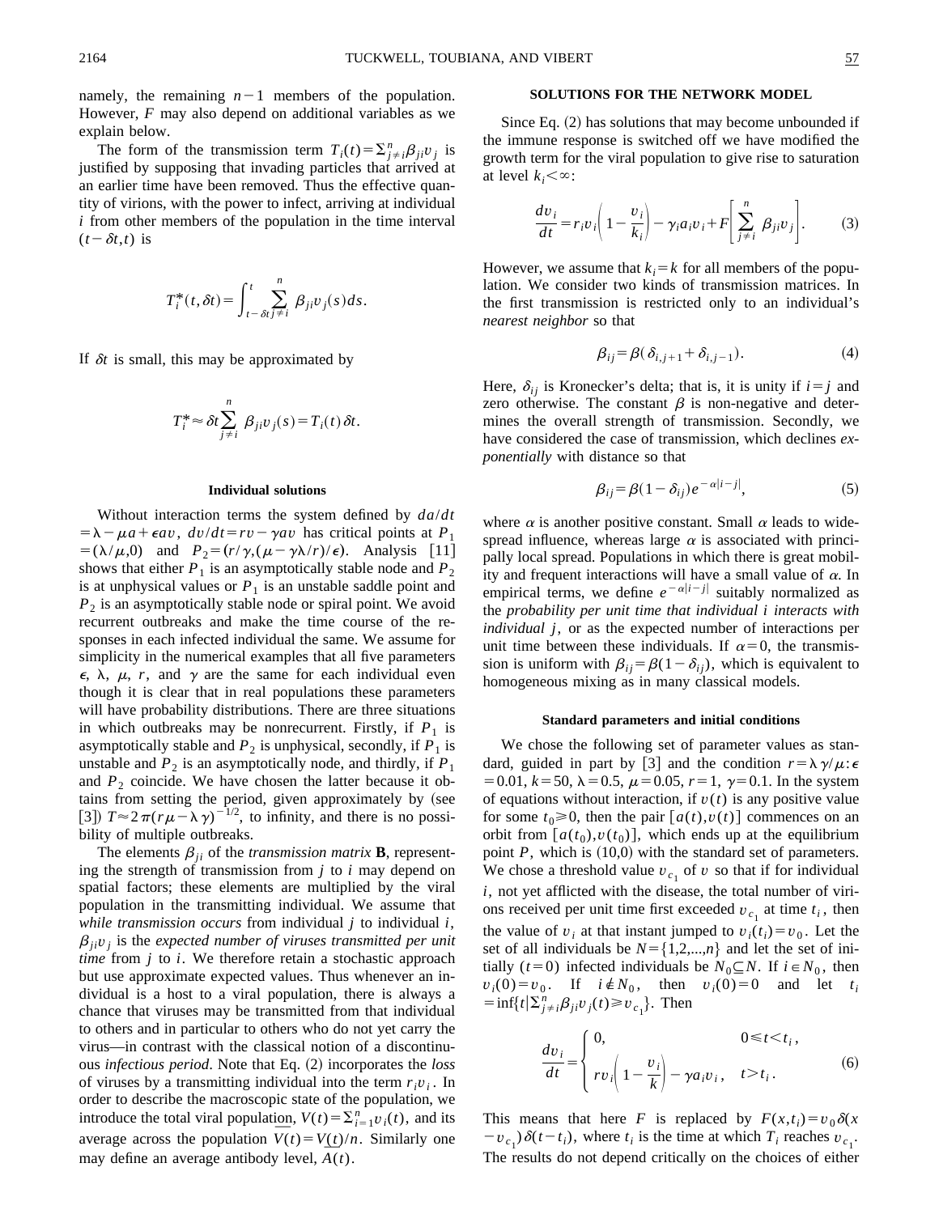namely, the remaining $n-1$ members of the population. However, $F$ may also depend on additional variables as we explain below.

The form of the transmission term $T_i(t)=\Sigma_{j\neq i}^{n}\beta_{ji}v_j$ is justified by supposing that invading particles that arrived at an earlier time have been removed. Thus the effective quantity of virions, with the power to infect, arriving at individual $i$ from other members of the population in the time interval $(t-\delta t,t)$ is

$$T_i^*(t,\delta t)=\int_{t-\delta t}^{t}\sum_{j\neq i}^{n}\beta_{ji}v_j(s)ds.$$

If $\delta t$ is small, this may be approximated by

$$T_i^*\approx \delta t\sum_{j\neq i}^{n}\beta_{ji}v_j(s)=T_i(t)\delta t.$$

### Individual solutions

Without interaction terms the system defined by $da/dt=\lambda-\mu a+\epsilon av$, $dv/dt=rv-\gamma av$ has critical points at $P_1=(\lambda/\mu,0)$ and $P_2=(r/\gamma,(\mu-\gamma\lambda/r)/\epsilon)$. Analysis [11] shows that either $P_1$ is an asymptotically stable node and $P_2$ is at unphysical values or $P_1$ is an unstable saddle point and $P_2$ is an asymptotically stable node or spiral point. We avoid recurrent outbreaks and make the time course of the responses in each infected individual the same. We assume for simplicity in the numerical examples that all five parameters $\epsilon$, $\lambda$, $\mu$, $r$, and $\gamma$ are the same for each individual even though it is clear that in real populations these parameters will have probability distributions. There are three situations in which outbreaks may be nonrecurrent. Firstly, if $P_1$ is asymptotically stable and $P_2$ is unphysical, secondly, if $P_1$ is unstable and $P_2$ is an asymptotically node, and thirdly, if $P_1$ and $P_2$ coincide. We have chosen the latter because it obtains from setting the period, given approximately by (see [3]) $T\approx 2\pi(r\mu-\lambda\gamma)^{-1/2}$, to infinity, and there is no possibility of multiple outbreaks.

The elements $\beta_{ji}$ of the *transmission matrix* **B**, representing the strength of transmission from $j$ to $i$ may depend on spatial factors; these elements are multiplied by the viral population in the transmitting individual. We assume that *while transmission occurs* from individual $j$ to individual $i$, $\beta_{ji}v_j$ is the *expected number of viruses transmitted per unit time* from $j$ to $i$. We therefore retain a stochastic approach but use approximate expected values. Thus whenever an individual is a host to a viral population, there is always a chance that viruses may be transmitted from that individual to others and in particular to others who do not yet carry the virus—in contrast with the classical notion of a discontinuous *infectious period*. Note that Eq. (2) incorporates the *loss* of viruses by a transmitting individual into the term $r_iv_i$. In order to describe the macroscopic state of the population, we introduce the total viral population, $V(t)=\Sigma_{i=1}^{n}v_i(t)$, and its average across the population $\underline{V}(t)=V(t)/n$. Similarly one may define an average antibody level, $\underline{A}(t)$.

### SOLUTIONS FOR THE NETWORK MODEL

Since Eq. (2) has solutions that may become unbounded if the immune response is switched off we have modified the growth term for the viral population to give rise to saturation at level $k_i<\infty$:

$$\frac{dv_i}{dt}=r_iv_i\left(1-\frac{v_i}{k_i}\right)-\gamma_i a_i v_i+F\left[\sum_{j\neq i}^{n}\beta_{ji}v_j\right]. \tag{3}$$

However, we assume that $k_i=k$ for all members of the population. We consider two kinds of transmission matrices. In the first transmission is restricted only to an individual's *nearest neighbor* so that

$$\beta_{ij}=\beta(\delta_{i,j+1}+\delta_{i,j-1}). \tag{4}$$

Here, $\delta_{ij}$ is Kronecker's delta; that is, it is unity if $i=j$ and zero otherwise. The constant $\beta$ is non-negative and determines the overall strength of transmission. Secondly, we have considered the case of transmission, which declines *exponentially* with distance so that

$$\beta_{ij}=\beta(1-\delta_{ij})e^{-\alpha|i-j|}, \tag{5}$$

where $\alpha$ is another positive constant. Small $\alpha$ leads to widespread influence, whereas large $\alpha$ is associated with principally local spread. Populations in which there is great mobility and frequent interactions will have a small value of $\alpha$. In empirical terms, we define $e^{-\alpha|i-j|}$ suitably normalized as the *probability per unit time that individual i interacts with individual j*, or as the expected number of interactions per unit time between these individuals. If $\alpha=0$, the transmission is uniform with $\beta_{ij}=\beta(1-\delta_{ij})$, which is equivalent to homogeneous mixing as in many classical models.

### Standard parameters and initial conditions

We chose the following set of parameter values as standard, guided in part by [3] and the condition $r=\lambda\gamma/\mu$: $\epsilon=0.01$, $k=50$, $\lambda=0.5$, $\mu=0.05$, $r=1$, $\gamma=0.1$. In the system of equations without interaction, if $v(t)$ is any positive value for some $t_0\geq 0$, then the pair $[a(t),v(t)]$ commences on an orbit from $[a(t_0),v(t_0)]$, which ends up at the equilibrium point $P$, which is $(10,0)$ with the standard set of parameters. We chose a threshold value $v_{c_1}$ of $v$ so that if for individual $i$, not yet afflicted with the disease, the total number of virions received per unit time first exceeded $v_{c_1}$ at time $t_i$, then the value of $v_i$ at that instant jumped to $v_i(t_i)=v_0$. Let the set of all individuals be $N=\{1,2,...,n\}$ and let the set of initially ($t=0$) infected individuals be $N_0\subseteq N$. If $i\in N_0$, then $v_i(0)=v_0$. If $i\notin N_0$, then $v_i(0)=0$ and let $t_i=\inf\{t|\Sigma_{j\neq i}^{n}\beta_{ji}v_j(t)\geq v_{c_1}\}$. Then

$$\frac{dv_i}{dt}=\begin{cases}0, & 0\leq t<t_i,\\ rv_i\left(1-\dfrac{v_i}{k}\right)-\gamma a_i v_i, & t>t_i.\end{cases} \tag{6}$$

This means that here $F$ is replaced by $F(x,t_i)=v_0\delta(x-v_{c_1})\delta(t-t_i)$, where $t_i$ is the time at which $T_i$ reaches $v_{c_1}$. The results do not depend critically on the choices of either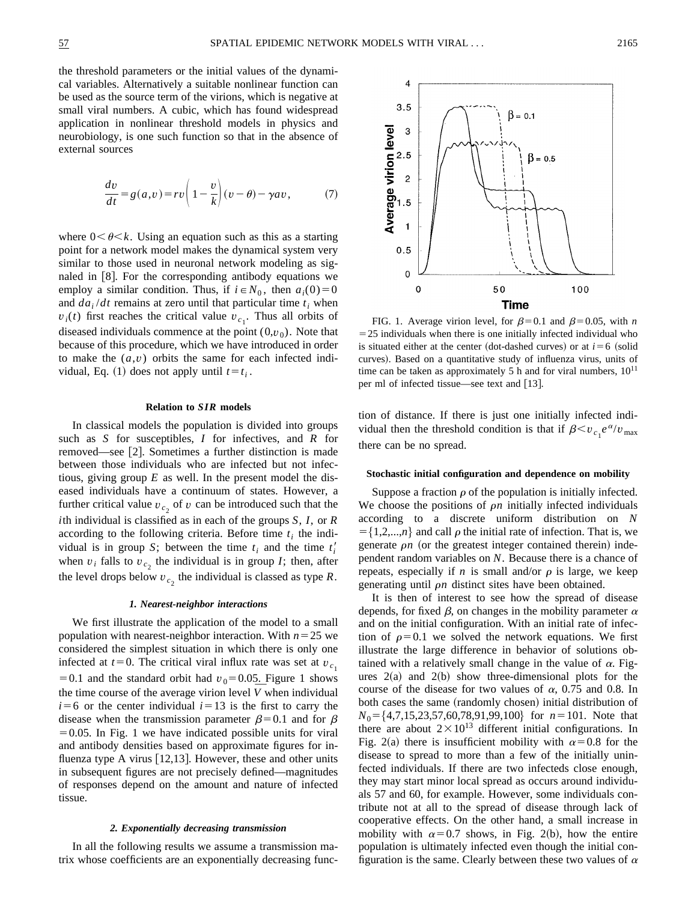the threshold parameters or the initial values of the dynamical variables. Alternatively a suitable nonlinear function can be used as the source term of the virions, which is negative at small viral numbers. A cubic, which has found widespread application in nonlinear threshold models in physics and neurobiology, is one such function so that in the absence of external sources

$$\frac{dv}{dt} = g(a,v) = rv\left(1-\frac{v}{k}\right)(v-\theta) - \gamma av, \tag{7}$$

where $0<\theta<k$. Using an equation such as this as a starting point for a network model makes the dynamical system very similar to those used in neuronal network modeling as signaled in [8]. For the corresponding antibody equations we employ a similar condition. Thus, if $i\in N_0$, then $a_i(0)=0$ and $da_i/dt$ remains at zero until that particular time $t_i$ when $v_i(t)$ first reaches the critical value $v_{c_1}$. Thus all orbits of diseased individuals commence at the point $(0,v_0)$. Note that because of this procedure, which we have introduced in order to make the $(a,v)$ orbits the same for each infected individual, Eq. (1) does not apply until $t=t_i$.

#### Relation to *SIR* models

In classical models the population is divided into groups such as $S$ for susceptibles, $I$ for infectives, and $R$ for removed—see [2]. Sometimes a further distinction is made between those individuals who are infected but not infectious, giving group $E$ as well. In the present model the diseased individuals have a continuum of states. However, a further critical value $v_{c_2}$ of $v$ can be introduced such that the $i$th individual is classified as in each of the groups $S$, $I$, or $R$ according to the following criteria. Before time $t_i$ the individual is in group $S$; between the time $t_i$ and the time $t_i'$ when $v_i$ falls to $v_{c_2}$ the individual is in group $I$; then, after the level drops below $v_{c_2}$ the individual is classed as type $R$.

##### *1. Nearest-neighbor interactions*

We first illustrate the application of the model to a small population with nearest-neighbor interaction. With $n=25$ we considered the simplest situation in which there is only one infected at $t=0$. The critical viral influx rate was set at $v_{c_1}=0.1$ and the standard orbit had $v_0=0.05$. Figure 1 shows the time course of the average virion level $\bar{V}$ when individual $i=6$ or the center individual $i=13$ is the first to carry the disease when the transmission parameter $\beta=0.1$ and for $\beta=0.05$. In Fig. 1 we have indicated possible units for viral and antibody densities based on approximate figures for influenza type A virus [12,13]. However, these and other units in subsequent figures are not precisely defined—magnitudes of responses depend on the amount and nature of infected tissue.

##### *2. Exponentially decreasing transmission*

In all the following results we assume a transmission matrix whose coefficients are an exponentially decreasing function of distance. If there is just one initially infected individual then the threshold condition is that if $\beta< v_{c_1}e^{\alpha}/v_{\max}$ there can be no spread.

FIG. 1. Average virion level, for $\beta=0.1$ and $\beta=0.05$, with $n=25$ individuals when there is one initially infected individual who is situated either at the center (dot-dashed curves) or at $i=6$ (solid curves). Based on a quantitative study of influenza virus, units of time can be taken as approximately 5 h and for viral numbers, $10^{11}$ per ml of infected tissue—see text and [13].

#### Stochastic initial configuration and dependence on mobility

Suppose a fraction $\rho$ of the population is initially infected. We choose the positions of $\rho n$ initially infected individuals according to a discrete uniform distribution on $N=\{1,2,...,n\}$ and call $\rho$ the initial rate of infection. That is, we generate $\rho n$ (or the greatest integer contained therein) independent random variables on $N$. Because there is a chance of repeats, especially if $n$ is small and/or $\rho$ is large, we keep generating until $\rho n$ distinct sites have been obtained.

It is then of interest to see how the spread of disease depends, for fixed $\beta$, on changes in the mobility parameter $\alpha$ and on the initial configuration. With an initial rate of infection of $\rho=0.1$ we solved the network equations. We first illustrate the large difference in behavior of solutions obtained with a relatively small change in the value of $\alpha$. Figures 2(a) and 2(b) show three-dimensional plots for the course of the disease for two values of $\alpha$, 0.75 and 0.8. In both cases the same (randomly chosen) initial distribution of $N_0=\{4,7,15,23,57,60,78,91,99,100\}$ for $n=101$. Note that there are about $2\times10^{13}$ different initial configurations. In Fig. 2(a) there is insufficient mobility with $\alpha=0.8$ for the disease to spread to more than a few of the initially uninfected individuals. If there are two infecteds close enough, they may start minor local spread as occurs around individuals 57 and 60, for example. However, some individuals contribute not at all to the spread of disease through lack of cooperative effects. On the other hand, a small increase in mobility with $\alpha=0.7$ shows, in Fig. 2(b), how the entire population is ultimately infected even though the initial configuration is the same. Clearly between these two values of $\alpha$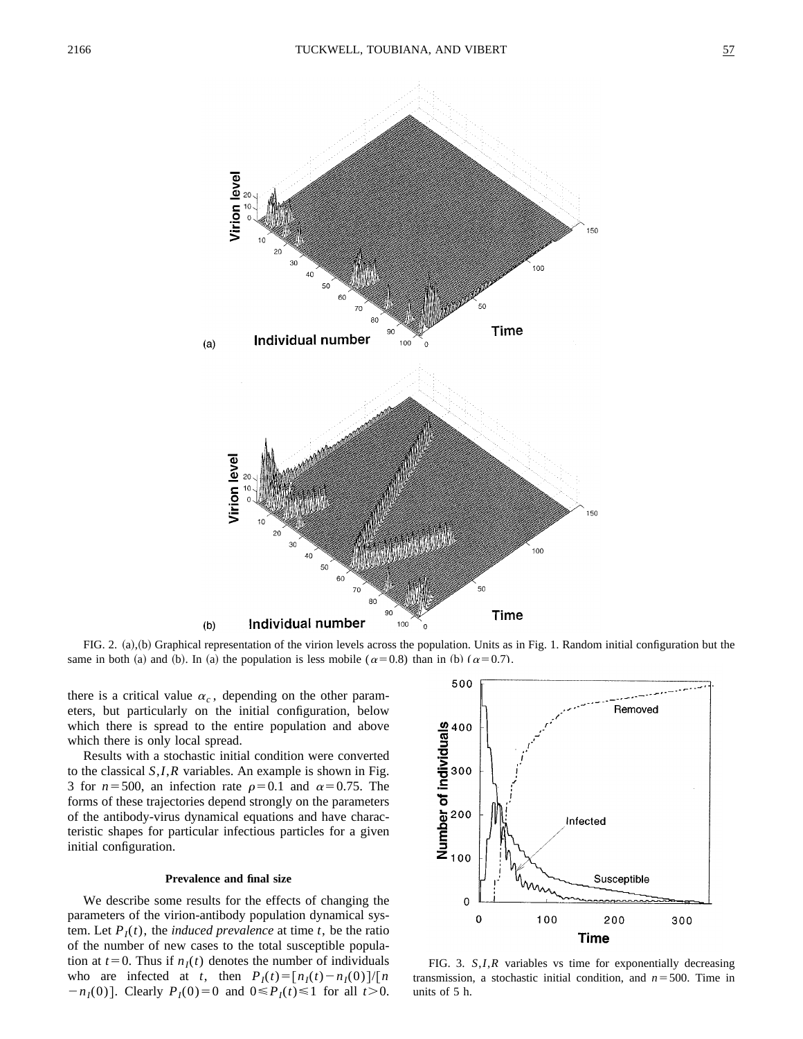FIG. 2. (a),(b) Graphical representation of the virion levels across the population. Units as in Fig. 1. Random initial configuration but the same in both (a) and (b). In (a) the population is less mobile ($\alpha=0.8$) than in (b) ($\alpha=0.7$).

there is a critical value $\alpha_c$, depending on the other parameters, but particularly on the initial configuration, below which there is spread to the entire population and above which there is only local spread.

Results with a stochastic initial condition were converted to the classical $S,I,R$ variables. An example is shown in Fig. 3 for $n=500$, an infection rate $\rho=0.1$ and $\alpha=0.75$. The forms of these trajectories depend strongly on the parameters of the antibody-virus dynamical equations and have characteristic shapes for particular infectious particles for a given initial configuration.

FIG. 3. $S,I,R$ variables vs time for exponentially decreasing transmission, a stochastic initial condition, and $n=500$. Time in units of 5 h.

### Prevalence and final size

We describe some results for the effects of changing the parameters of the virion-antibody population dynamical system. Let $P_I(t)$, the *induced prevalence* at time $t$, be the ratio of the number of new cases to the total susceptible population at $t=0$. Thus if $n_I(t)$ denotes the number of individuals who are infected at $t$, then $P_I(t)=[n_I(t)-n_I(0)]/[n-n_I(0)]$. Clearly $P_I(0)=0$ and $0\leqslant P_I(t)\leqslant 1$ for all $t>0$.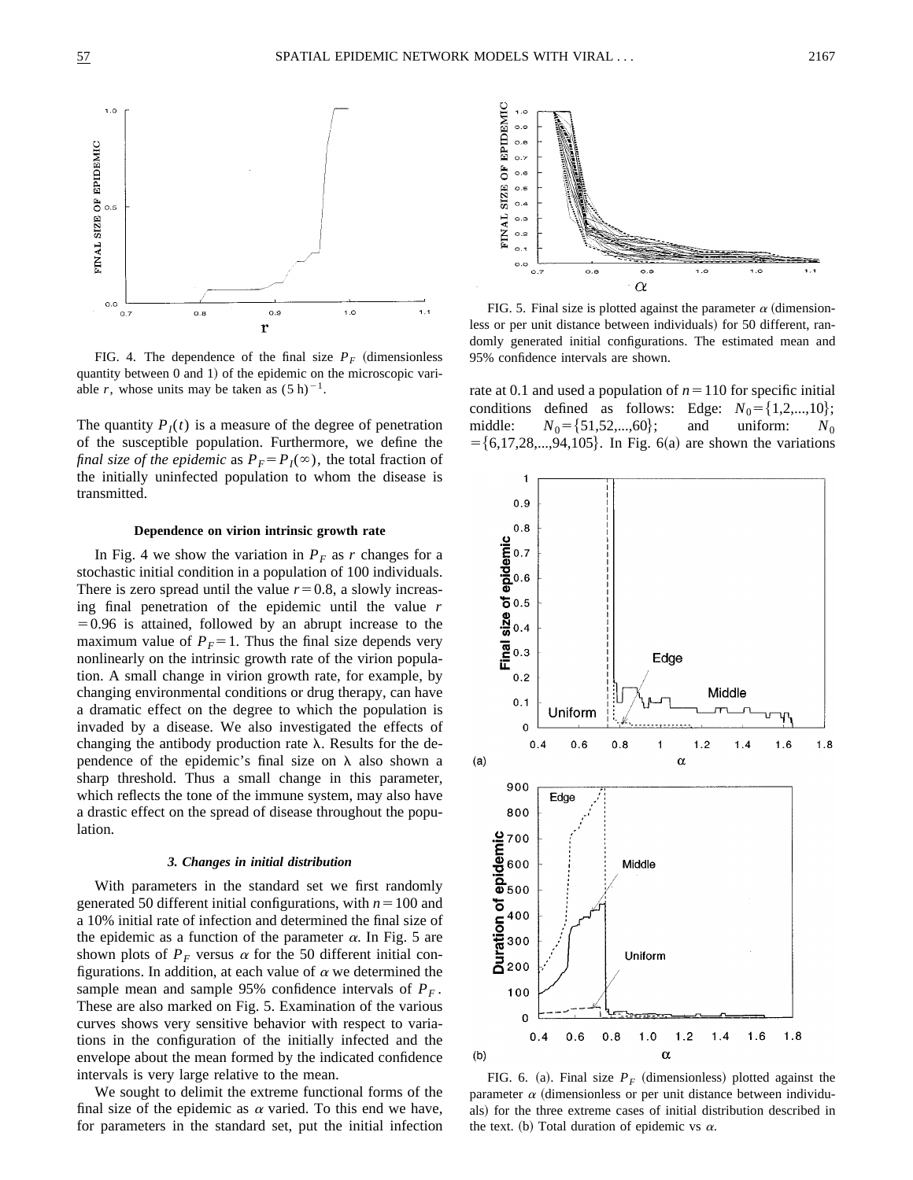FIG. 4. The dependence of the final size $P_F$ (dimensionless quantity between 0 and 1) of the epidemic on the microscopic variable $r$, whose units may be taken as $(5\text{ h})^{-1}$.

The quantity $P_I(t)$ is a measure of the degree of penetration of the susceptible population. Furthermore, we define the *final size of the epidemic* as $P_F = P_I(\infty)$, the total fraction of the initially uninfected population to whom the disease is transmitted.

#### Dependence on virion intrinsic growth rate

In Fig. 4 we show the variation in $P_F$ as $r$ changes for a stochastic initial condition in a population of 100 individuals. There is zero spread until the value $r=0.8$, a slowly increasing final penetration of the epidemic until the value $r=0.96$ is attained, followed by an abrupt increase to the maximum value of $P_F=1$. Thus the final size depends very nonlinearly on the intrinsic growth rate of the virion population. A small change in virion growth rate, for example, by changing environmental conditions or drug therapy, can have a dramatic effect on the degree to which the population is invaded by a disease. We also investigated the effects of changing the antibody production rate $\lambda$. Results for the dependence of the epidemic's final size on $\lambda$ also shown a sharp threshold. Thus a small change in this parameter, which reflects the tone of the immune system, may also have a drastic effect on the spread of disease throughout the population.

### *3. Changes in initial distribution*

With parameters in the standard set we first randomly generated 50 different initial configurations, with $n=100$ and a 10% initial rate of infection and determined the final size of the epidemic as a function of the parameter $\alpha$. In Fig. 5 are shown plots of $P_F$ versus $\alpha$ for the 50 different initial configurations. In addition, at each value of $\alpha$ we determined the sample mean and sample 95% confidence intervals of $P_F$. These are also marked on Fig. 5. Examination of the various curves shows very sensitive behavior with respect to variations in the configuration of the initially infected and the envelope about the mean formed by the indicated confidence intervals is very large relative to the mean.

We sought to delimit the extreme functional forms of the final size of the epidemic as $\alpha$ varied. To this end we have, for parameters in the standard set, put the initial infection rate at 0.1 and used a population of $n=110$ for specific initial conditions defined as follows: Edge: $N_0=\{1,2,...,10\}$; middle: $N_0=\{51,52,...,60\}$; and uniform: $N_0=\{6,17,28,...,94,105\}$. In Fig. 6(a) are shown the variations

FIG. 5. Final size is plotted against the parameter $\alpha$ (dimensionless or per unit distance between individuals) for 50 different, randomly generated initial configurations. The estimated mean and 95% confidence intervals are shown.

FIG. 6. (a). Final size $P_F$ (dimensionless) plotted against the parameter $\alpha$ (dimensionless or per unit distance between individuals) for the three extreme cases of initial distribution described in the text. (b) Total duration of epidemic vs $\alpha$.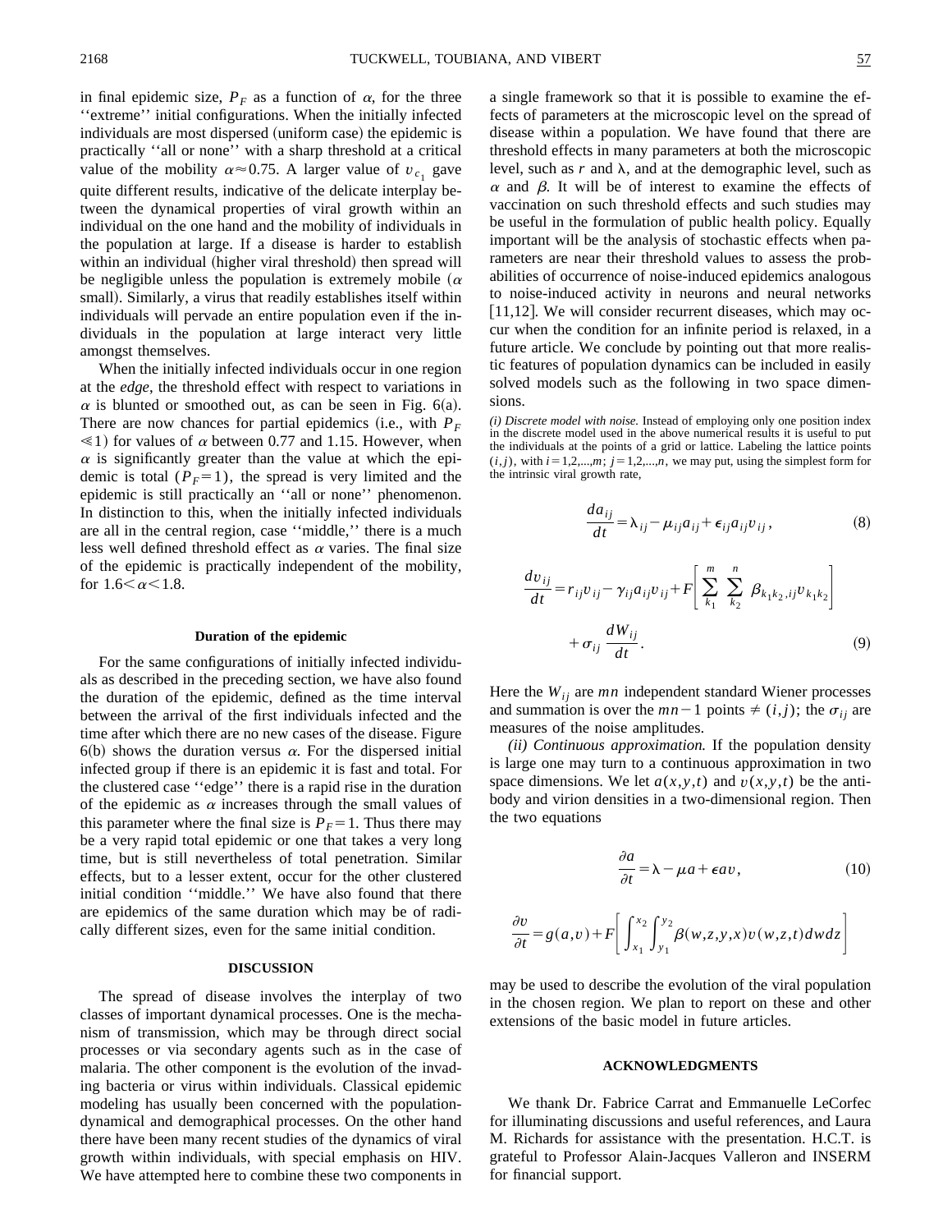in final epidemic size, $P_F$ as a function of $\alpha$, for the three ''extreme'' initial configurations. When the initially infected individuals are most dispersed (uniform case) the epidemic is practically ''all or none'' with a sharp threshold at a critical value of the mobility $\alpha \approx 0.75$. A larger value of $v_{c_1}$ gave quite different results, indicative of the delicate interplay between the dynamical properties of viral growth within an individual on the one hand and the mobility of individuals in the population at large. If a disease is harder to establish within an individual (higher viral threshold) then spread will be negligible unless the population is extremely mobile ($\alpha$ small). Similarly, a virus that readily establishes itself within individuals will pervade an entire population even if the individuals in the population at large interact very little amongst themselves.

When the initially infected individuals occur in one region at the *edge*, the threshold effect with respect to variations in $\alpha$ is blunted or smoothed out, as can be seen in Fig. 6(a). There are now chances for partial epidemics (i.e., with $P_F \ll 1$) for values of $\alpha$ between 0.77 and 1.15. However, when $\alpha$ is significantly greater than the value at which the epidemic is total ($P_F = 1$), the spread is very limited and the epidemic is still practically an ''all or none'' phenomenon. In distinction to this, when the initially infected individuals are all in the central region, case ''middle,'' there is a much less well defined threshold effect as $\alpha$ varies. The final size of the epidemic is practically independent of the mobility, for $1.6 < \alpha < 1.8$.

## Duration of the epidemic

For the same configurations of initially infected individuals as described in the preceding section, we have also found the duration of the epidemic, defined as the time interval between the arrival of the first individuals infected and the time after which there are no new cases of the disease. Figure 6(b) shows the duration versus $\alpha$. For the dispersed initial infected group if there is an epidemic it is fast and total. For the clustered case ''edge'' there is a rapid rise in the duration of the epidemic as $\alpha$ increases through the small values of this parameter where the final size is $P_F = 1$. Thus there may be a very rapid total epidemic or one that takes a very long time, but is still nevertheless of total penetration. Similar effects, but to a lesser extent, occur for the other clustered initial condition ''middle.'' We have also found that there are epidemics of the same duration which may be of radically different sizes, even for the same initial condition.

## DISCUSSION

The spread of disease involves the interplay of two classes of important dynamical processes. One is the mechanism of transmission, which may be through direct social processes or via secondary agents such as in the case of malaria. The other component is the evolution of the invading bacteria or virus within individuals. Classical epidemic modeling has usually been concerned with the population-dynamical and demographical processes. On the other hand there have been many recent studies of the dynamics of viral growth within individuals, with special emphasis on HIV. We have attempted here to combine these two components in a single framework so that it is possible to examine the effects of parameters at the microscopic level on the spread of disease within a population. We have found that there are threshold effects in many parameters at both the microscopic level, such as $r$ and $\lambda$, and at the demographic level, such as $\alpha$ and $\beta$. It will be of interest to examine the effects of vaccination on such threshold effects and such studies may be useful in the formulation of public health policy. Equally important will be the analysis of stochastic effects when parameters are near their threshold values to assess the probabilities of occurrence of noise-induced epidemics analogous to noise-induced activity in neurons and neural networks [11,12]. We will consider recurrent diseases, which may occur when the condition for an infinite period is relaxed, in a future article. We conclude by pointing out that more realistic features of population dynamics can be included in easily solved models such as the following in two space dimensions.

*(i) Discrete model with noise.* Instead of employing only one position index in the discrete model used in the above numerical results it is useful to put the individuals at the points of a grid or lattice. Labeling the lattice points $(i,j)$, with $i=1,2,...,m$; $j=1,2,...,n$, we may put, using the simplest form for the intrinsic viral growth rate,

$$\frac{da_{ij}}{dt} = \lambda_{ij} - \mu_{ij} a_{ij} + \epsilon_{ij} a_{ij} v_{ij}, \tag{8}$$

$$\frac{dv_{ij}}{dt} = r_{ij} v_{ij} - \gamma_{ij} a_{ij} v_{ij} + F\left[ \sum_{k_1}^{m} \sum_{k_2}^{n} \beta_{k_1 k_2, ij} v_{k_1 k_2} \right] + \sigma_{ij} \frac{dW_{ij}}{dt}. \tag{9}$$

Here the $W_{ij}$ are $mn$ independent standard Wiener processes and summation is over the $mn-1$ points $\neq (i,j)$; the $\sigma_{ij}$ are measures of the noise amplitudes.

*(ii) Continuous approximation.* If the population density is large one may turn to a continuous approximation in two space dimensions. We let $a(x,y,t)$ and $v(x,y,t)$ be the antibody and virion densities in a two-dimensional region. Then the two equations

$$\frac{\partial a}{\partial t} = \lambda - \mu a + \epsilon a v, \tag{10}$$

$$\frac{\partial v}{\partial t} = g(a,v) + F\left[ \int_{x_1}^{x_2} \int_{y_1}^{y_2} \beta(w,z,y,x) v(w,z,t) dw dz \right]$$

may be used to describe the evolution of the viral population in the chosen region. We plan to report on these and other extensions of the basic model in future articles.

## ACKNOWLEDGMENTS

We thank Dr. Fabrice Carrat and Emmanuelle LeCorfec for illuminating discussions and useful references, and Laura M. Richards for assistance with the presentation. H.C.T. is grateful to Professor Alain-Jacques Valleron and INSERM for financial support.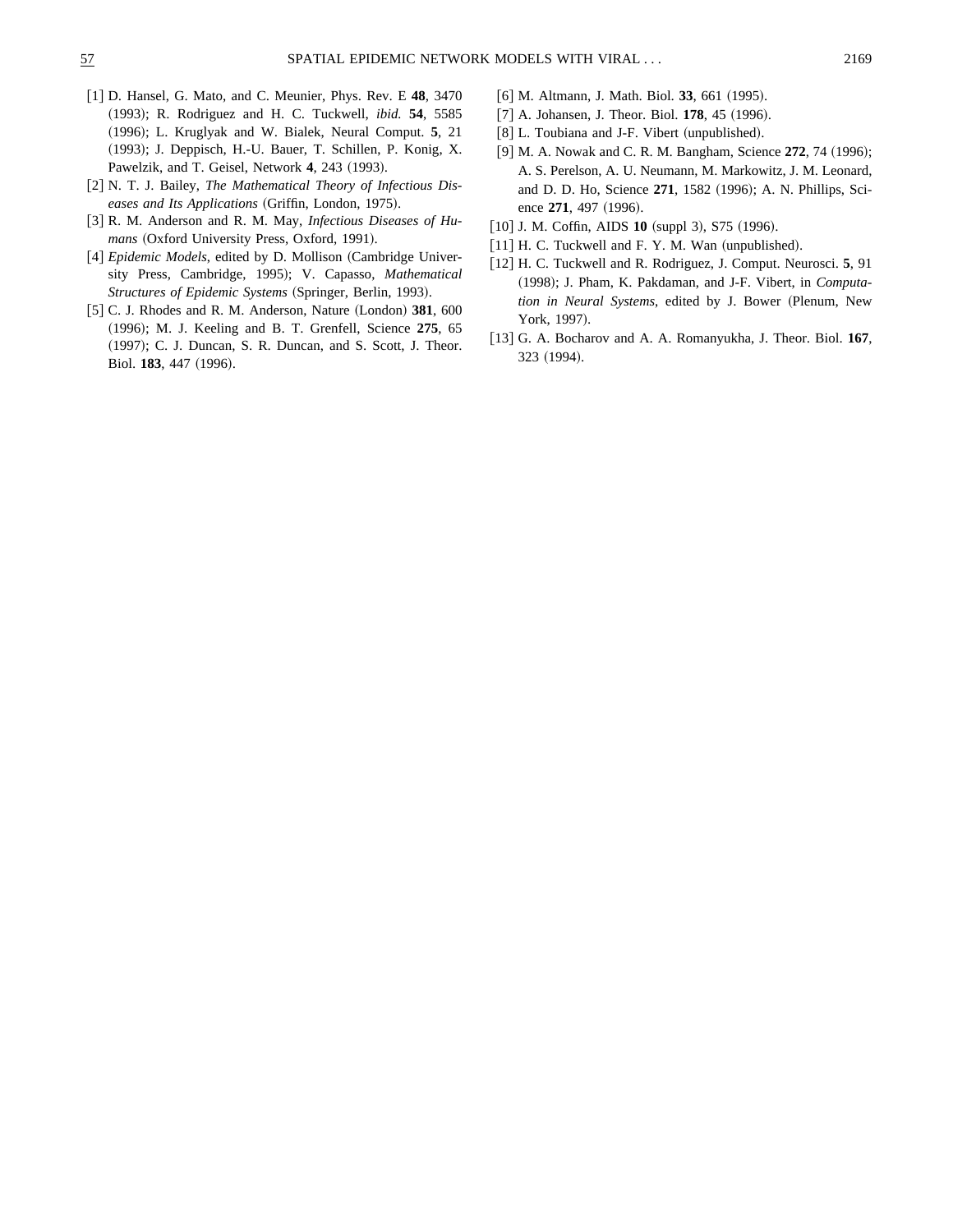[1] D. Hansel, G. Mato, and C. Meunier, Phys. Rev. E **48**, 3470 (1993); R. Rodriguez and H. C. Tuckwell, *ibid.* **54**, 5585 (1996); L. Kruglyak and W. Bialek, Neural Comput. **5**, 21 (1993); J. Deppisch, H.-U. Bauer, T. Schillen, P. Konig, X. Pawelzik, and T. Geisel, Network **4**, 243 (1993).

[2] N. T. J. Bailey, *The Mathematical Theory of Infectious Diseases and Its Applications* (Griffin, London, 1975).

[3] R. M. Anderson and R. M. May, *Infectious Diseases of Humans* (Oxford University Press, Oxford, 1991).

[4] *Epidemic Models*, edited by D. Mollison (Cambridge University Press, Cambridge, 1995); V. Capasso, *Mathematical Structures of Epidemic Systems* (Springer, Berlin, 1993).

[5] C. J. Rhodes and R. M. Anderson, Nature (London) **381**, 600 (1996); M. J. Keeling and B. T. Grenfell, Science **275**, 65 (1997); C. J. Duncan, S. R. Duncan, and S. Scott, J. Theor. Biol. **183**, 447 (1996).

[6] M. Altmann, J. Math. Biol. **33**, 661 (1995).

[7] A. Johansen, J. Theor. Biol. **178**, 45 (1996).

[8] L. Toubiana and J-F. Vibert (unpublished).

[9] M. A. Nowak and C. R. M. Bangham, Science **272**, 74 (1996); A. S. Perelson, A. U. Neumann, M. Markowitz, J. M. Leonard, and D. D. Ho, Science **271**, 1582 (1996); A. N. Phillips, Science **271**, 497 (1996).

[10] J. M. Coffin, AIDS **10** (suppl 3), S75 (1996).

[11] H. C. Tuckwell and F. Y. M. Wan (unpublished).

[12] H. C. Tuckwell and R. Rodriguez, J. Comput. Neurosci. **5**, 91 (1998); J. Pham, K. Pakdaman, and J-F. Vibert, in *Computation in Neural Systems*, edited by J. Bower (Plenum, New York, 1997).

[13] G. A. Bocharov and A. A. Romanyukha, J. Theor. Biol. **167**, 323 (1994).